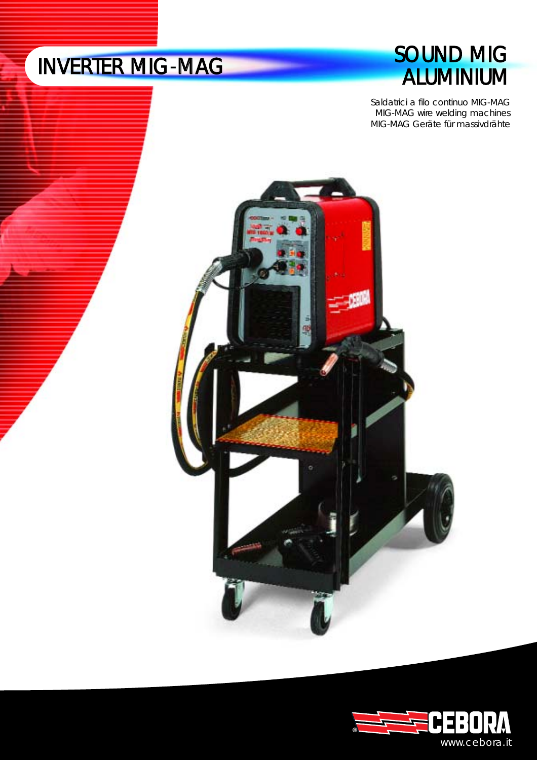# INVERTER MIG-MAG

## SOUND MIG ALUMINIUM

Saldatrici a filo continuo MIG-MAG
MIG-MAG wire welding machines
MIG-MAG Geräte für massivdrähte

CEBORA
www.cebora.it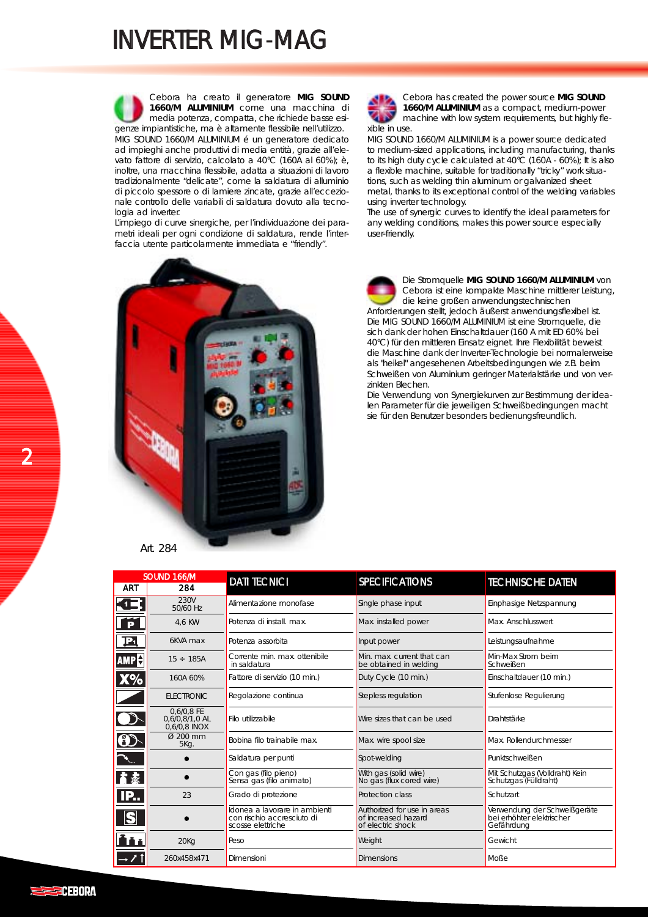# INVERTER MIG-MAG

Cebora ha creato il generatore **MIG SOUND 1660/M ALUMINIUM** come una macchina di media potenza, compatta, che richiede basse esigenze impiantistiche, ma è altamente flessibile nell'utilizzo.
MIG SOUND 1660/M ALUMINIUM é un generatore dedicato ad impieghi anche produttivi di media entità, grazie all'elevato fattore di servizio, calcolato a 40°C (160A al 60%); è, inoltre, una macchina flessibile, adatta a situazioni di lavoro tradizionalmente "delicate", come la saldatura di alluminio di piccolo spessore o di lamiere zincate, grazie all'eccezionale controllo delle variabili di saldatura dovuto alla tecnologia ad inverter.
L'impiego di curve sinergiche, per l'individuazione dei parametri ideali per ogni condizione di saldatura, rende l'interfaccia utente particolarmente immediata e "friendly".

Cebora has created the power source **MIG SOUND 1660/M ALUMINIUM** as a compact, medium-power machine with low system requirements, but highly flexible in use.
MIG SOUND 1660/M ALUMINIUM is a power source dedicated to medium-sized applications, including manufacturing, thanks to its high duty cycle calculated at 40°C (160A - 60%); It is also a flexible machine, suitable for traditionally "tricky" work situations, such as welding thin aluminum or galvanized sheet metal, thanks to its exceptional control of the welding variables using inverter technology.
The use of synergic curves to identify the ideal parameters for any welding conditions, makes this power source especially user-friendly.

Die Stromquelle **MIG SOUND 1660/M ALUMINIUM** von Cebora ist eine kompakte Maschine mittlerer Leistung, die keine großen anwendungstechnischen Anforderungen stellt, jedoch äußerst anwendungsflexibel ist.
Die MIG SOUND 1660/M ALUMINIUM ist eine Stromquelle, die sich dank der hohen Einschaltdauer (160 A mit ED 60% bei 40°C) für den mittleren Einsatz eignet. Ihre Flexibilität beweist die Maschine dank der Inverter-Technologie bei normalerweise als "heikel" angesehenen Arbeitsbedingungen wie z.B. beim Schweißen von Aluminium geringer Materialstärke und von verzinkten Blechen.
Die Verwendung von Synergiekurven zur Bestimmung der idealen Parameter für die jeweiligen Schweißbedingungen macht sie für den Benutzer besonders bedienungsfreundlich.

Art. 284

| SOUND 166/M | | DATI TECNICI | SPECIFICATIONS | TECHNISCHE DATEN |
|---|---|---|---|---|
| ART | 284 | | | |
| | 230V 50/60 Hz | Alimentazione monofase | Single phase input | Einphasige Netzspannung |
| | 4,6 KW | Potenza di install. max. | Max. installed power | Max. Anschlusswert |
| | 6KVA max | Potenza assorbita | Input power | Leistungsaufnahme |
| | 15 ÷ 185A | Corrente min. max. ottenibile in saldatura | Min. max. current that can be obtained in welding | Min-Max Strom beim Schweißen |
| | 160A 60% | Fattore di servizio (10 min.) | Duty Cycle (10 min.) | Einschaltdauer (10 min.) |
| | ELECTRONIC | Regolazione continua | Stepless regulation | Stufenlose Regulierung |
| | 0,6/0,8 FE 0,6/0,8/1,0 AL 0,6/0,8 INOX | Filo utilizzabile | Wire sizes that can be used | Drahtstärke |
| | Ø 200 mm 5Kg. | Bobina filo trainabile max. | Max. wire spool size | Max. Rollendurchmesser |
| | ● | Saldatura per punti | Spot-welding | Punktschweißen |
| | ● | Con gas (filo pieno) Sensa gas (filo animato) | With gas (solid wire) No gas (flux cored wire) | Mit Schutzgas (Volldraht) Kein Schutzgas (Fülldraht) |
| | 23 | Grado di protezione | Protection class | Schutzart |
| | ● | Idonea a lavorare in ambienti con rischio accresciuto di scosse elettriche | Authorized for use in areas of increased hazard of electric shock | Verwendung der Schweißgeräte bei erhöhter elektrischer Gefährdung |
| | 20Kg | Peso | Weight | Gewicht |
| | 260x458x471 | Dimensioni | Dimensions | Maße |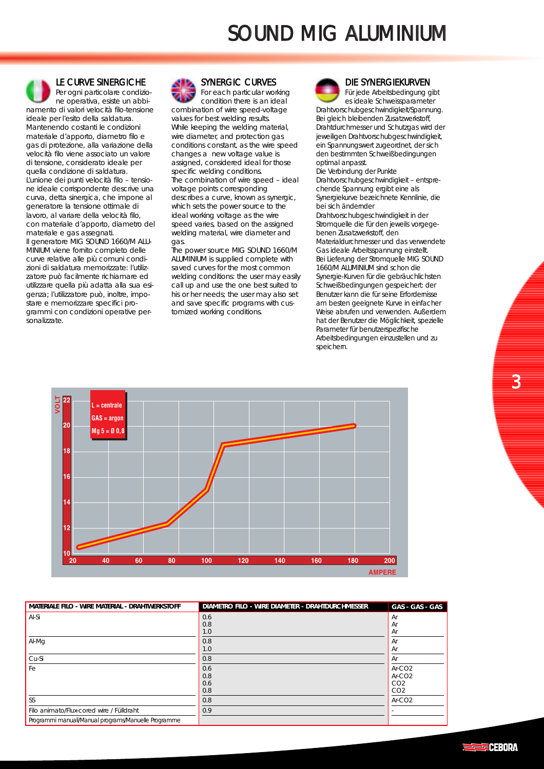# SOUND MIG ALUMINIUM

## LE CURVE SINERGICHE

Per ogni particolare condizione operativa, esiste un abbinamento di valori velocità filo-tensione ideale per l'esito della saldatura. Mantenendo costanti le condizioni materiale d'apporto, diametro filo e gas di protezione, alla variazione della velocità filo viene associato un valore di tensione, considerato ideale per quella condizione di saldatura.
L'unione dei punti velocità filo – tensione ideale corrispondente descrive una curva, detta sinergica, che impone al generatore la tensione ottimale di lavoro, al variare della velocità filo, con materiale d'apporto, diametro del materiale e gas assegnati.
Il generatore MIG SOUND 1660/M ALUMINIUM viene fornito completo delle curve relative alle più comuni condizioni di saldatura memorizzate: l'utilizzatore può facilmente richiamare ed utilizzare quella più adatta alla sua esigenza; l'utilizzatore può, inoltre, impostare e memorizzare specifici programmi con condizioni operative personalizzate.

## SYNERGIC CURVES

For each particular working condition there is an ideal combination of wire speed-voltage values for best welding results.
While keeping the welding material, wire diameter, and protection gas conditions constant, as the wire speed changes a new voltage value is assigned, considered ideal for those specific welding conditions.
The combination of wire speed – ideal voltage points corresponding describes a curve, known as synergic, which sets the power source to the ideal working voltage as the wire speed varies, based on the assigned welding material, wire diameter and gas.
The power source MIG SOUND 1660/M ALUMINIUM is supplied complete with saved curves for the most common welding conditions: the user may easily call up and use the one best suited to his or her needs; the user may also set and save specific programs with customized working conditions.

## DIE SYNERGIEKURVEN

Für jede Arbeitsbedingung gibt es ideale Schweissparameter Drahtvorschubgeschwindigkeit/Spannung. Bei gleich bleibenden Zusatzwerkstoff, Drahtdurchmesser und Schutzgas wird der jeweiligen Drahtvorschubgeschwindigkeit, ein Spannungswert zugeordnet, der sich den bestimmten Schweißbedingungen optimal anpasst.
Die Verbindung der Punkte Drahtvorschubgeschwindigkeit – entsprechende Spannung ergibt eine als Synergiekurve bezeichnete Kennlinie, die bei sich ändernder Drahtvorschubgeschwindigkeit in der Stromquelle die für den jeweils vorgegebenen Zusatzwerkstoff, den Materialdurchmesser und das verwendete Gas ideale Arbeitsspannung einstellt.
Bei Lieferung der Stromquelle MIG SOUND 1660/M ALUMINIUM sind schon die Synergie-Kurven für die gebräuchlichsten Schweißbedingungen gespeichert: der Benutzer kann die für seine Erfordernisse am besten geeignete Kurve in einfacher Weise abrufen und verwenden. Außerdem hat der Benutzer die Möglichkeit, spezielle Parameter für benutzerspezifische Arbeitsbedingungen einzustellen und zu speichern.

L = centrale
GAS = argon
Mg 5 = Ø 0,8

VOLT / AMPERE

| MATERIALE FILO - WIRE MATERIAL - DRAHTWERKSTOFF | DIAMETRO FILO - WIRE DIAMETER - DRAHTDURCHMESSER | GAS - GAS - GAS |
|---|---|---|
| Al-Si | 0.6<br>0.8<br>1.0 | Ar<br>Ar<br>Ar |
| Al-Mg | 0.8<br>1.0 | Ar<br>Ar |
| Cu-Si | 0.8 | Ar |
| Fe | 0.6<br>0.8<br>0.6<br>0.8 | Ar-CO2<br>Ar-CO2<br>CO2<br>CO2 |
| SS | 0.8 | Ar-CO2 |
| Filo animato/Flux-cored wire / Fülldraht | 0.9 | - |
| Programmi manuali/Manual programs/Manuelle Programme | | |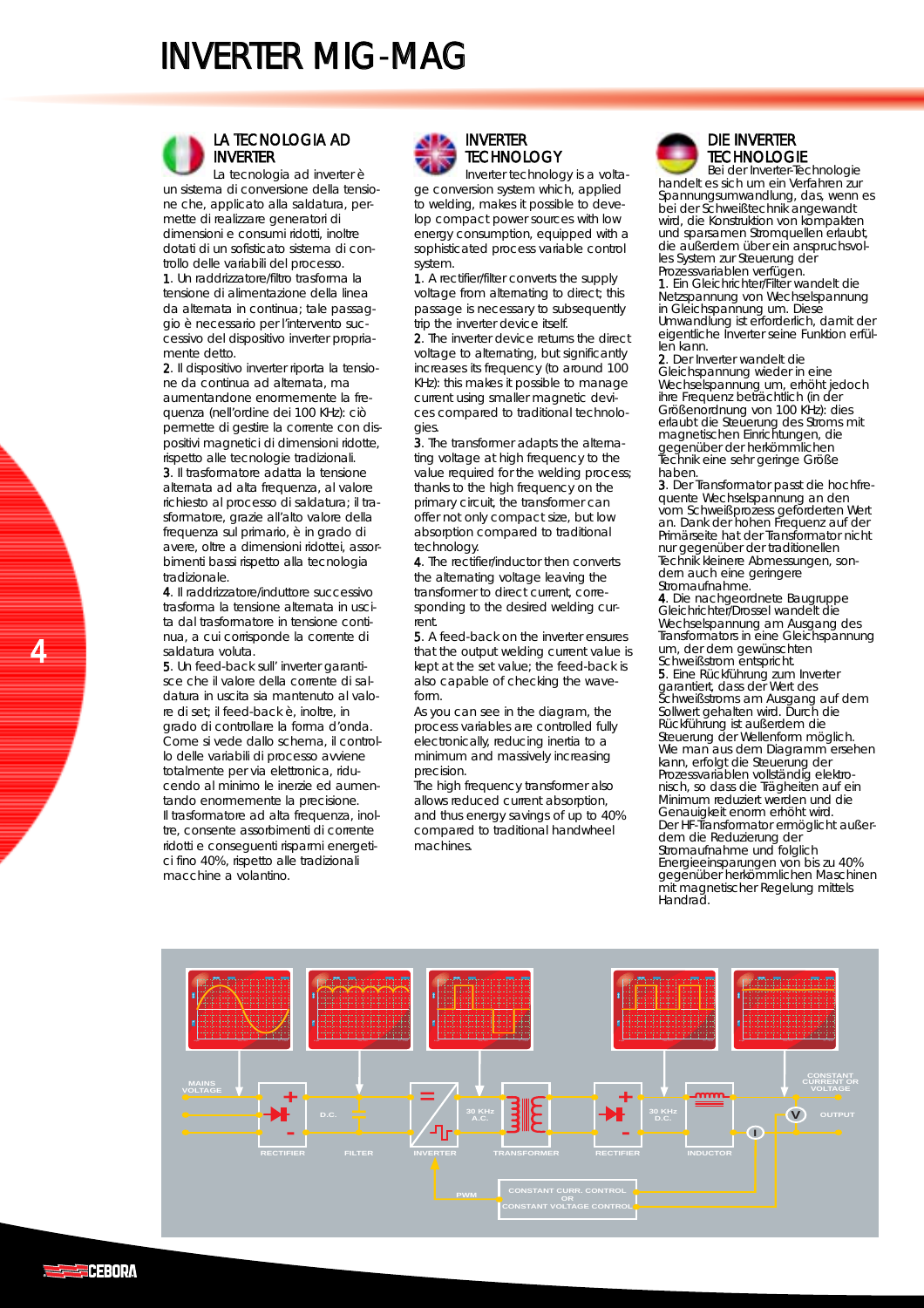# INVERTER MIG-MAG

## LA TECNOLOGIA AD INVERTER

La tecnologia ad inverter è un sistema di conversione della tensione che, applicato alla saldatura, permette di realizzare generatori di dimensioni e consumi ridotti, inoltre dotati di un sofisticato sistema di controllo delle variabili del processo.

**1**. Un raddrizzatore/filtro trasforma la tensione di alimentazione della linea da alternata in continua; tale passaggio è necessario per l'intervento successivo del dispositivo inverter propriamente detto.

**2**. Il dispositivo inverter riporta la tensione da continua ad alternata, ma aumentandone enormemente la frequenza (nell'ordine dei 100 KHz): ciò permette di gestire la corrente con dispositivi magnetici di dimensioni ridotte, rispetto alle tecnologie tradizionali.

**3**. Il trasformatore adatta la tensione alternata ad alta frequenza, al valore richiesto al processo di saldatura; il trasformatore, grazie all'alto valore della frequenza sul primario, è in grado di avere, oltre a dimensioni ridottei, assorbimenti bassi rispetto alla tecnologia tradizionale.

**4**. Il raddrizzatore/induttore successivo trasforma la tensione alternata in uscita dal trasformatore in tensione continua, a cui corrisponde la corrente di saldatura voluta.

**5**. Un feed-back sull' inverter garantisce che il valore della corrente di saldatura in uscita sia mantenuto al valore di set; il feed-back è, inoltre, in grado di controllare la forma d'onda.

Come si vede dallo schema, il controllo delle variabili di processo avviene totalmente per via elettronica, riducendo al minimo le inerzie ed aumentando enormemente la precisione.

Il trasformatore ad alta frequenza, inoltre, consente assorbimenti di corrente ridotti e conseguenti risparmi energetici fino 40%, rispetto alle tradizionali macchine a volantino.

## INVERTER TECHNOLOGY

Inverter technology is a voltage conversion system which, applied to welding, makes it possible to develop compact power sources with low energy consumption, equipped with a sophisticated process variable control system.

**1**. A rectifier/filter converts the supply voltage from alternating to direct; this passage is necessary to subsequently trip the inverter device itself.

**2**. The inverter device returns the direct voltage to alternating, but significantly increases its frequency (to around 100 KHz): this makes it possible to manage current using smaller magnetic devices compared to traditional technologies.

**3**. The transformer adapts the alternating voltage at high frequency to the value required for the welding process; thanks to the high frequency on the primary circuit, the transformer can offer not only compact size, but low absorption compared to traditional technology.

**4**. The rectifier/inductor then converts the alternating voltage leaving the transformer to direct current, corresponding to the desired welding current.

**5**. A feed-back on the inverter ensures that the output welding current value is kept at the set value; the feed-back is also capable of checking the waveform.

As you can see in the diagram, the process variables are controlled fully electronically, reducing inertia to a minimum and massively increasing precision.

The high frequency transformer also allows reduced current absorption, and thus energy savings of up to 40% compared to traditional handwheel machines.

## DIE INVERTER TECHNOLOGIE

Bei der Inverter-Technologie handelt es sich um ein Verfahren zur Spannungsumwandlung, das, wenn es bei der Schweißtechnik angewandt wird, die Konstruktion von kompakten und sparsamen Stromquellen erlaubt, die außerdem über ein anspruchsvolles System zur Steuerung der Prozessvariablen verfügen.

**1**. Ein Gleichrichter/Filter wandelt die Netzspannung von Wechselspannung in Gleichspannung um. Diese Umwandlung ist erforderlich, damit der eigentliche Inverter seine Funktion erfüllen kann.

**2**. Der Inverter wandelt die Gleichspannung wieder in eine Wechselspannung um, erhöht jedoch ihre Frequenz beträchtlich (in der Größenordnung von 100 KHz): dies erlaubt die Steuerung des Stroms mit magnetischen Einrichtungen, die gegenüber der herkömmlichen Technik eine sehr geringe Größe haben.

**3**. Der Transformator passt die hochfrequente Wechselspannung an den vom Schweißprozess geforderten Wert an. Dank der hohen Frequenz auf der Primärseite hat der Transformator nicht nur gegenüber der traditionellen Technik kleinere Abmessungen, sondern auch eine geringere Stromaufnahme.

**4**. Die nachgeordnete Baugruppe Gleichrichter/Drossel wandelt die Wechselspannung am Ausgang des Transformators in eine Gleichspannung um, der dem gewünschten Schweißstrom entspricht.

**5**. Eine Rückführung zum Inverter garantiert, dass der Wert des Schweißstroms am Ausgang auf dem Sollwert gehalten wird. Durch die Rückführung ist außerdem die Steuerung der Wellenform möglich.

Wie man aus dem Diagramm ersehen kann, erfolgt die Steuerung der Prozessvariablen vollständig elektronisch, so dass die Trägheiten auf ein Minimum reduziert werden und die Genauigkeit enorm erhöht wird.

Der HF-Transformator ermöglicht außerdem die Reduzierung der Stromaufnahme und folglich Energieeinsparungen von bis zu 40% gegenüber herkömmlichen Maschinen mit magnetischer Regelung mittels Handrad.

MAINS VOLTAGE — RECTIFIER — D.C. — FILTER — INVERTER — 30 KHz A.C. — TRANSFORMER — RECTIFIER — 30 KHz D.C. — INDUCTOR — CONSTANT CURRENT OR CONSTANT VOLTAGE — OUTPUT — PWM — CONSTANT CURR. CONTROL OR CONSTANT VOLTAGE CONTROL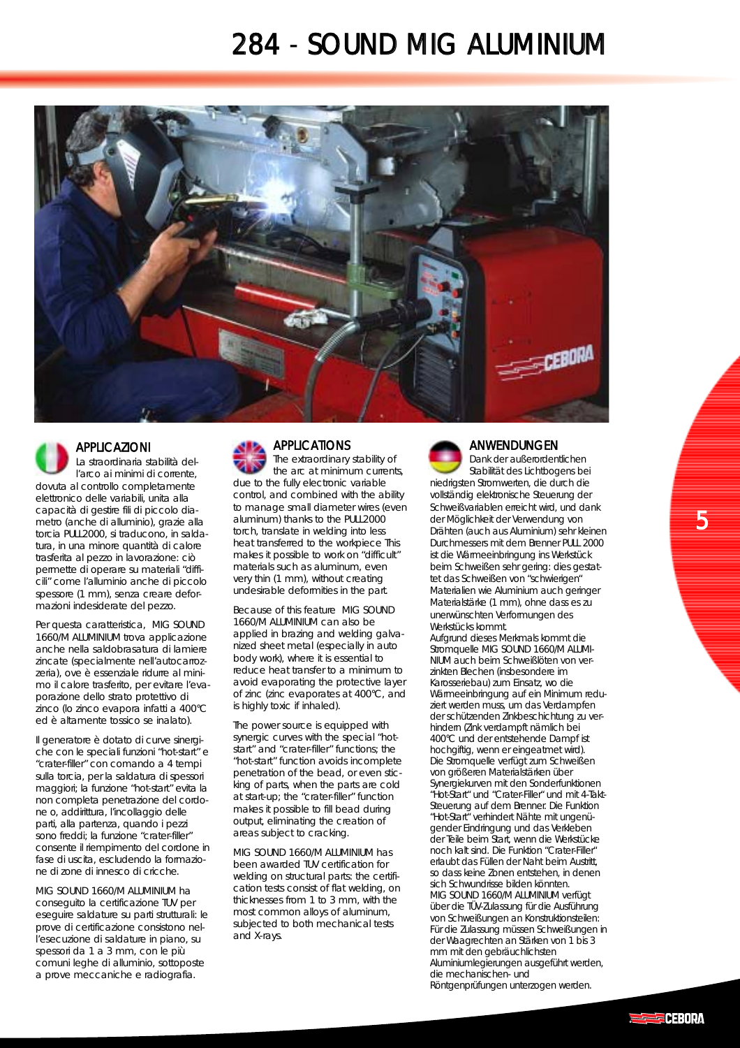# 284 - SOUND MIG ALUMINIUM

## APPLICAZIONI

La straordinaria stabilità dell'arco ai minimi di corrente, dovuta al controllo completamente elettronico delle variabili, unita alla capacità di gestire fili di piccolo diametro (anche di alluminio), grazie alla torcia PULL2000, si traducono, in saldatura, in una minore quantità di calore trasferita al pezzo in lavorazione: ciò permette di operare su materiali "difficili" come l'alluminio anche di piccolo spessore (1 mm), senza creare deformazioni indesiderate del pezzo.

Per questa caratteristica, MIG SOUND 1660/M ALUMINIUM trova applicazione anche nella saldobrasatura di lamiere zincate (specialmente nell'autocarrozzeria), ove è essenziale ridurre al minimo il calore trasferito, per evitare l'evaporazione dello strato protettivo di zinco (lo zinco evapora infatti a 400°C ed è altamente tossico se inalato).

Il generatore è dotato di curve sinergiche con le speciali funzioni "hot-start" e "crater-filler" con comando a 4 tempi sulla torcia, per la saldatura di spessori maggiori; la funzione "hot-start" evita la non completa penetrazione del cordone o, addirittura, l'incollaggio delle parti, alla partenza, quando i pezzi sono freddi; la funzione "crater-filler" consente il riempimento del cordone in fase di uscita, escludendo la formazione di zone di innesco di cricche.

MIG SOUND 1660/M ALUMINIUM ha conseguito la certificazione TUV per eseguire saldature su parti strutturali: le prove di certificazione consistono nell'esecuzione di saldature in piano, su spessori da 1 a 3 mm, con le più comuni leghe di alluminio, sottoposte a prove meccaniche e radiografia.

## APPLICATIONS

The extraordinary stability of the arc at minimum currents, due to the fully electronic variable control, and combined with the ability to manage small diameter wires (even aluminum) thanks to the PULL2000 torch, translate in welding into less heat transferred to the workpiece This makes it possible to work on "difficult" materials such as aluminum, even very thin (1 mm), without creating undesirable deformities in the part.

Because of this feature MIG SOUND 1660/M ALUMINIUM can also be applied in brazing and welding galvanized sheet metal (especially in auto body work), where it is essential to reduce heat transfer to a minimum to avoid evaporating the protective layer of zinc (zinc evaporates at 400°C, and is highly toxic if inhaled).

The power source is equipped with synergic curves with the special "hot-start" and "crater-filler" functions; the "hot-start" function avoids incomplete penetration of the bead, or even sticking of parts, when the parts are cold at start-up; the "crater-filler" function makes it possible to fill bead during output, eliminating the creation of areas subject to cracking.

MIG SOUND 1660/M ALUMINIUM has been awarded TUV certification for welding on structural parts: the certification tests consist of flat welding, on thicknesses from 1 to 3 mm, with the most common alloys of aluminum, subjected to both mechanical tests and X-rays.

## ANWENDUNGEN

Dank der außerordentlichen Stabilität des Lichtbogens bei niedrigsten Stromwerten, die durch die vollständig elektronische Steuerung der Schweißvariablen erreicht wird, und dank der Möglichkeit der Verwendung von Drähten (auch aus Aluminium) sehr kleinen Durchmessers mit dem Brenner PULL 2000 ist die Wärmeeinbringung ins Werkstück beim Schweißen sehr gering: dies gestattet das Schweißen von "schwierigen" Materialien wie Aluminium auch geringer Materialstärke (1 mm), ohne dass es zu unerwünschten Verformungen des Werkstücks kommt.

Aufgrund dieses Merkmals kommt die Stromquelle MIG SOUND 1660/M ALUMINIUM auch beim Schweißlöten von verzinkten Blechen (insbesondere im Karosseriebau) zum Einsatz, wo die Wärmeeinbringung auf ein Minimum reduziert werden muss, um das Verdampfen der schützenden Zinkbeschichtung zu verhindern (Zink verdampft nämlich bei 400°C und der entstehende Dampf ist hochgiftig, wenn er eingeatmet wird).

Die Stromquelle verfügt zum Schweißen von größeren Materialstärken über Synergiekurven mit den Sonderfunktionen "Hot-Start" und "Crater-Filler" und mit 4-Takt-Steuerung auf dem Brenner. Die Funktion "Hot-Start" verhindert Nähte mit ungenügender Eindringung und das Verkleben der Teile beim Start, wenn die Werkstücke noch kalt sind. Die Funktion "Crater-Filler" erlaubt das Füllen der Naht beim Austritt, so dass keine Zonen entstehen, in denen sich Schwundrisse bilden könnten.

MIG SOUND 1660/M ALUMINIUM verfügt über die TÜV-Zulassung für die Ausführung von Schweißungen an Konstruktionsteilen: Für die Zulassung müssen Schweißungen in der Waagrechten an Stärken von 1 bis 3 mm mit den gebräuchlichsten Aluminiumlegierungen ausgeführt werden, die mechanischen- und Röntgenprüfungen unterzogen werden.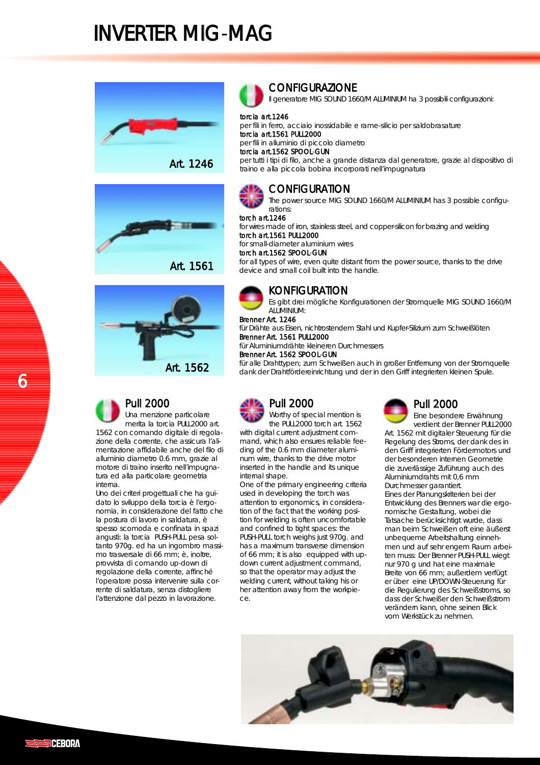# INVERTER MIG-MAG

Art. 1246

Art. 1561

Art. 1562

## CONFIGURAZIONE

Il generatore MIG SOUND 1660/M ALLUMINIUM ha 3 possibili configurazioni:

**torcia art.1246**
per fili in ferro, acciaio inossidabile e rame-silicio per saldobrasature
**torcia art.1561 PULL2000**
per fili in alluminio di piccolo diametro
**torcia art.1562 SPOOL-GUN**
per tutti i tipi di filo, anche a grande distanza dal generatore, grazie al dispositivo di traino e alla piccola bobina incorporati nell'impugnatura

## CONFIGURATION

The power source MIG SOUND 1660/M ALLUMINIUM has 3 possible configurations:

**torch art.1246**
for wires made of iron, stainless steel, and copper-silicon for brazing and welding
**torch art.1561 PULL2000**
for small-diameter aluminium wires
**torch art.1562 SPOOL-GUN**
for all types of wire, even quite distant from the power source, thanks to the drive device and small coil built into the handle.

## KONFIGURATION

Es gibt drei mögliche Konfigurationen der Stromquelle MIG SOUND 1660/M ALLUMINIUM:

**Brenner Art. 1246**
für Drähte aus Eisen, nichtrostendem Stahl und Kupfer-Silizium zum Schweißlöten
**Brenner Art. 1561 PULL2000**
für Aluminiumdrähte kleineren Durchmessers
**Brenner Art. 1562 SPOOL-GUN**
für alle Drahttypen; zum Schweißen auch in großer Entfernung von der Stromquelle dank der Drahtfördereinrichtung und der in den Griff integrierten kleinen Spule.

## Pull 2000

Una menzione particolare merita la torcia PULL2000 art. 1562 con comando digitale di regolazione della corrente, che assicura l'alimentazione affidabile anche del filo di alluminio diametro 0.6 mm, grazie al motore di traino inserito nell'impugnatura ed alla particolare geometria interna.

Uno dei criteri progettuali che ha guidato lo sviluppo della torcia è l'ergonomia, in considerazione del fatto che la postura di lavoro in saldatura, è spesso scomoda e confinata in spazi angusti: la torcia PUSH-PULL pesa soltanto 970g. ed ha un ingombro massimo trasversale di 66 mm; è, inoltre, provvista di comando up-down di regolazione della corrente, affinché l'operatore possa intervenire sulla corrente di saldatura, senza distogliere l'attenzione dal pezzo in lavorazione.

## Pull 2000

Worthy of special mention is the PULL2000 torch art. 1562 with digital current adjustment command, which also ensures reliable feeding of the 0.6 mm diameter aluminum wire, thanks to the drive motor inserted in the handle and its unique internal shape.

One of the primary engineering criteria used in developing the torch was attention to ergonomics, in consideration of the fact that the working position for welding is often uncomfortable and confined to tight spaces: the PUSH-PULL torch weighs just 970g. and has a maximum transverse dimension of 66 mm; it is also equipped with up-down current adjustment command, so that the operator may adjust the welding current, without taking his or her attention away from the workpiece.

## Pull 2000

Eine besondere Erwähnung verdient der Brenner PULL2000 Art. 1562 mit digitaler Steuerung für die Regelung des Stroms, der dank des in den Griff integrierten Fördermotors und der besonderen internen Geometrie die zuverlässige Zuführung auch des Aluminiumdrahts mit 0,6 mm Durchmesser garantiert.

Eines der Planungskriterien bei der Entwicklung des Brenners war die ergonomische Gestaltung, wobei die Tatsache berücksichtigt wurde, dass man beim Schweißen oft eine äußerst unbequeme Arbeitshaltung einnehmen und auf sehr engem Raum arbeiten muss: Der Brenner PUSH-PULL wiegt nur 970 g und hat eine maximale Breite von 66 mm; außerdem verfügt er über eine UP/DOWN-Steuerung für die Regulierung des Schweißstroms, so dass der Schweißer den Schweißstrom verändern kann, ohne seinen Blick vom Werkstück zu nehmen.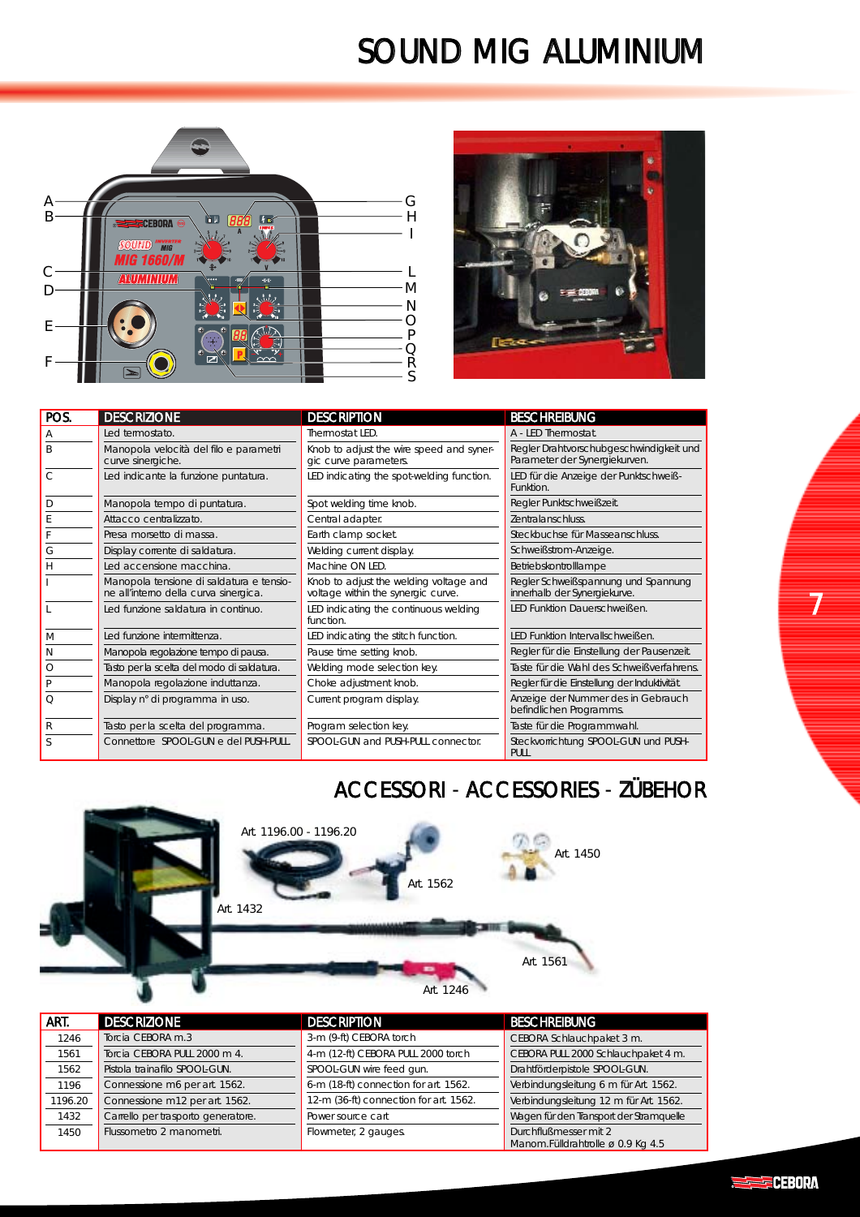# SOUND MIG ALUMINIUM

| POS. | DESCRIZIONE | DESCRIPTION | BESCHREIBUNG |
|---|---|---|---|
| A | Led termostato. | Thermostat LED. | A - LED Thermostat. |
| B | Manopola velocità del filo e parametri curve sinergiche. | Knob to adjust the wire speed and synergic curve parameters. | Regler Drahtvorschubgeschwindigkeit und Parameter der Synergiekurven. |
| C | Led indicante la funzione puntatura. | LED indicating the spot-welding function. | LED für die Anzeige der Punktschweiß-Funktion. |
| D | Manopola tempo di puntatura. | Spot welding time knob. | Regler Punktschweißzeit. |
| E | Attacco centralizzato. | Central adapter. | Zentralanschluss. |
| F | Presa morsetto di massa. | Earth clamp socket. | Steckbuchse für Masseanschluss. |
| G | Display corrente di saldatura. | Welding current display. | Schweißstrom-Anzeige. |
| H | Led accensione macchina. | Machine ON LED. | Betriebskontrolllampe |
| I | Manopola tensione di saldatura e tensione all'interno della curva sinergica. | Knob to adjust the welding voltage and voltage within the synergic curve. | Regler Schweißspannung und Spannung innerhalb der Synergiekurve. |
| L | Led funzione saldatura in continuo. | LED indicating the continuous welding function. | LED Funktion Dauerschweißen. |
| M | Led funzione intermittenza. | LED indicating the stitch function. | LED Funktion Intervallschweißen. |
| N | Manopola regolazione tempo di pausa. | Pause time setting knob. | Regler für die Einstellung der Pausenzeit. |
| O | Tasto per la scelta del modo di saldatura. | Welding mode selection key. | Taste für die Wahl des Schweißverfahrens. |
| P | Manopola regolazione induttanza. | Choke adjustment knob. | Regler für die Einstellung der Induktivität. |
| Q | Display n° di programma in uso. | Current program display. | Anzeige der Nummer des in Gebrauch befindlichen Programms. |
| R | Tasto per la scelta del programma. | Program selection key. | Taste für die Programmwahl. |
| S | Connettore SPOOL-GUN e del PUSH-PULL. | SPOOL-GUN and PUSH-PULL connector. | Steckvorrichtung SPOOL-GUN und PUSH-PULL. |

## ACCESSORI - ACCESSORIES - ZÜBEHOR

Art. 1196.00 - 1196.20

Art. 1450

Art. 1562

Art. 1432

Art. 1561

Art. 1246

| ART. | DESCRIZIONE | DESCRIPTION | BESCHREIBUNG |
|---|---|---|---|
| 1246 | Torcia CEBORA m.3 | 3-m (9-ft) CEBORA torch | CEBORA Schlauchpaket 3 m. |
| 1561 | Torcia CEBORA PULL 2000 m 4. | 4-m (12-ft) CEBORA PULL 2000 torch | CEBORA PULL 2000 Schlauchpaket 4 m. |
| 1562 | Pistola trainafilo SPOOL-GUN. | SPOOL-GUN wire feed gun. | Drahtförderpistole SPOOL-GUN. |
| 1196 | Connessione m6 per art. 1562. | 6-m (18-ft) connection for art. 1562. | Verbindungsleitung 6 m für Art. 1562. |
| 1196.20 | Connessione m12 per art. 1562. | 12-m (36-ft) connection for art. 1562. | Verbindungsleitung 12 m für Art. 1562. |
| 1432 | Carrello per trasporto generatore. | Power source cart | Wagen für den Transport der Stromquelle |
| 1450 | Flussometro 2 manometri. | Flowmeter, 2 gauges. | Durchflußmesser mit 2 Manom.Fülldrahtrolle ø 0.9 Kg 4.5 |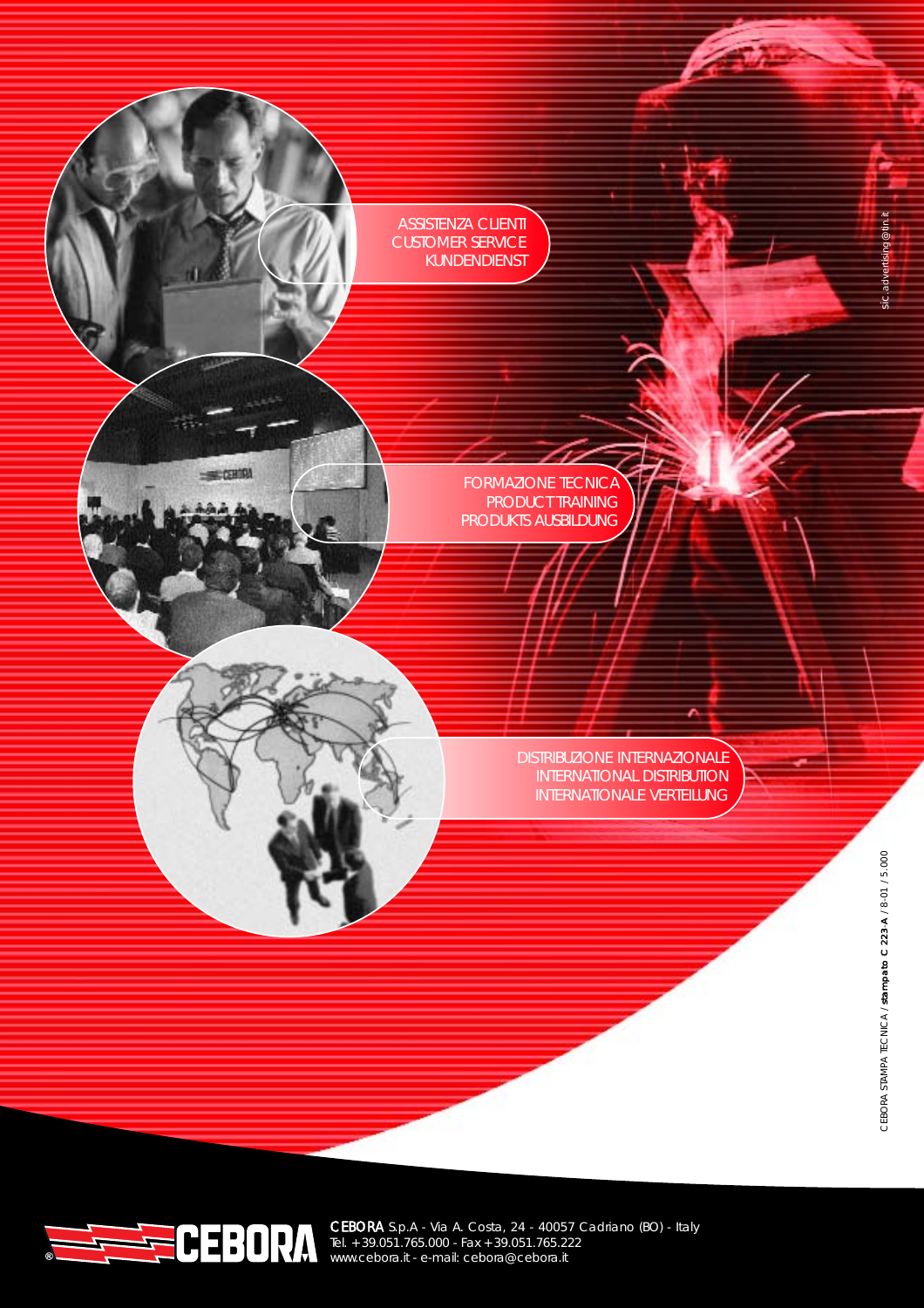ASSISTENZA CLIENTI
CUSTOMER SERVICE
KUNDENDIENST

FORMAZIONE TECNICA
PRODUCT TRAINING
PRODUKTS AUSBILDUNG

DISTRIBUZIONE INTERNAZIONALE
INTERNATIONAL DISTRIBUTION
INTERNATIONALE VERTEILUNG

sic.advertising@tin.it

CEBORA STAMPA TECNICA / **stampato C 223-A** / 8-01 / 5.000

**CEBORA** S.p.A - Via A. Costa, 24 - 40057 Cadriano (BO) - Italy
Tel. +39.051.765.000 - Fax +39.051.765.222
www.cebora.it - e-mail: cebora@cebora.it